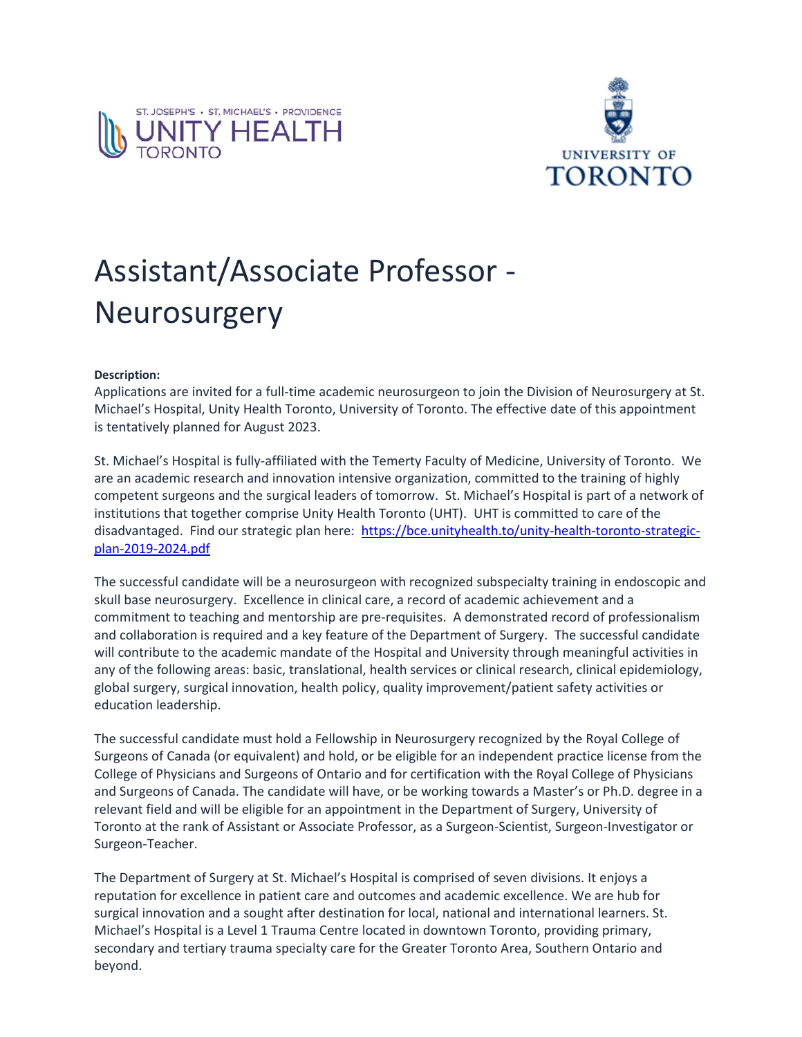ST. JOSEPH'S • ST. MICHAEL'S • PROVIDENCE
UNITY HEALTH
TORONTO

UNIVERSITY OF
TORONTO

# Assistant/Associate Professor - Neurosurgery

**Description:**

Applications are invited for a full-time academic neurosurgeon to join the Division of Neurosurgery at St. Michael's Hospital, Unity Health Toronto, University of Toronto. The effective date of this appointment is tentatively planned for August 2023.

St. Michael's Hospital is fully-affiliated with the Temerty Faculty of Medicine, University of Toronto. We are an academic research and innovation intensive organization, committed to the training of highly competent surgeons and the surgical leaders of tomorrow. St. Michael's Hospital is part of a network of institutions that together comprise Unity Health Toronto (UHT). UHT is committed to care of the disadvantaged. Find our strategic plan here: [https://bce.unityhealth.to/unity-health-toronto-strategic-plan-2019-2024.pdf](https://bce.unityhealth.to/unity-health-toronto-strategic-plan-2019-2024.pdf)

The successful candidate will be a neurosurgeon with recognized subspecialty training in endoscopic and skull base neurosurgery. Excellence in clinical care, a record of academic achievement and a commitment to teaching and mentorship are pre-requisites. A demonstrated record of professionalism and collaboration is required and a key feature of the Department of Surgery. The successful candidate will contribute to the academic mandate of the Hospital and University through meaningful activities in any of the following areas: basic, translational, health services or clinical research, clinical epidemiology, global surgery, surgical innovation, health policy, quality improvement/patient safety activities or education leadership.

The successful candidate must hold a Fellowship in Neurosurgery recognized by the Royal College of Surgeons of Canada (or equivalent) and hold, or be eligible for an independent practice license from the College of Physicians and Surgeons of Ontario and for certification with the Royal College of Physicians and Surgeons of Canada. The candidate will have, or be working towards a Master's or Ph.D. degree in a relevant field and will be eligible for an appointment in the Department of Surgery, University of Toronto at the rank of Assistant or Associate Professor, as a Surgeon-Scientist, Surgeon-Investigator or Surgeon-Teacher.

The Department of Surgery at St. Michael's Hospital is comprised of seven divisions. It enjoys a reputation for excellence in patient care and outcomes and academic excellence. We are hub for surgical innovation and a sought after destination for local, national and international learners. St. Michael's Hospital is a Level 1 Trauma Centre located in downtown Toronto, providing primary, secondary and tertiary trauma specialty care for the Greater Toronto Area, Southern Ontario and beyond.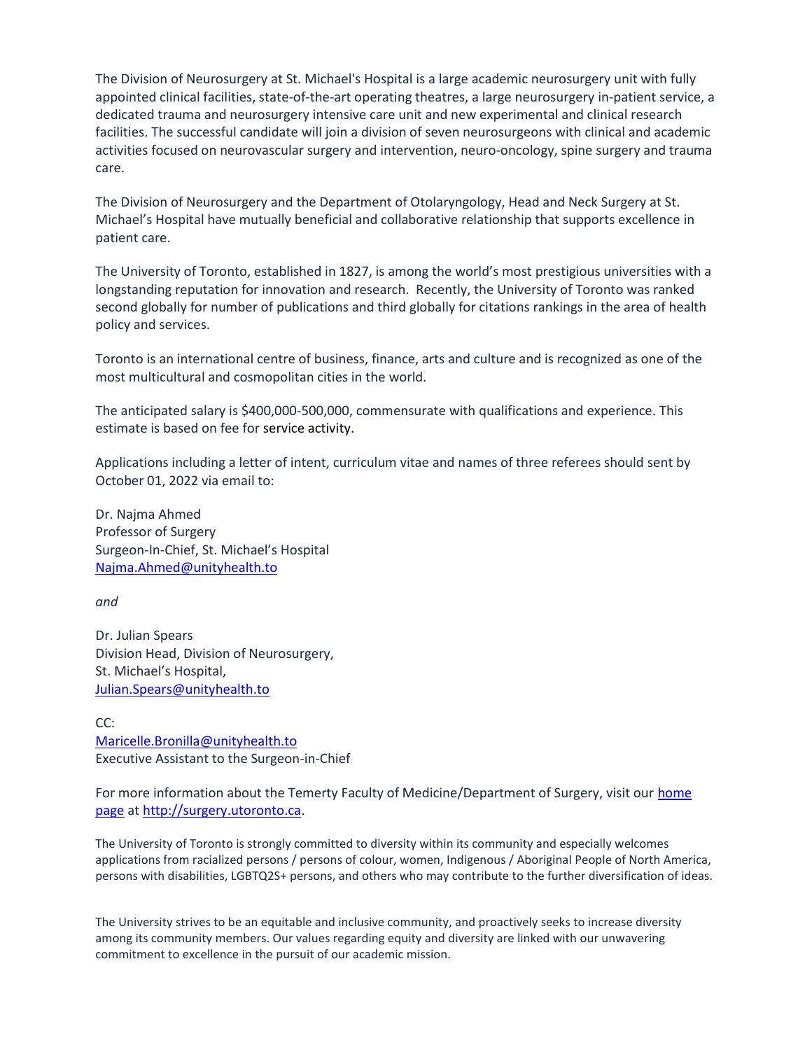The Division of Neurosurgery at St. Michael's Hospital is a large academic neurosurgery unit with fully appointed clinical facilities, state-of-the-art operating theatres, a large neurosurgery in-patient service, a dedicated trauma and neurosurgery intensive care unit and new experimental and clinical research facilities. The successful candidate will join a division of seven neurosurgeons with clinical and academic activities focused on neurovascular surgery and intervention, neuro-oncology, spine surgery and trauma care.

The Division of Neurosurgery and the Department of Otolaryngology, Head and Neck Surgery at St. Michael's Hospital have mutually beneficial and collaborative relationship that supports excellence in patient care.

The University of Toronto, established in 1827, is among the world's most prestigious universities with a longstanding reputation for innovation and research. Recently, the University of Toronto was ranked second globally for number of publications and third globally for citations rankings in the area of health policy and services.

Toronto is an international centre of business, finance, arts and culture and is recognized as one of the most multicultural and cosmopolitan cities in the world.

The anticipated salary is $400,000-500,000, commensurate with qualifications and experience. This estimate is based on fee for service activity.

Applications including a letter of intent, curriculum vitae and names of three referees should sent by October 01, 2022 via email to:

Dr. Najma Ahmed
Professor of Surgery
Surgeon-In-Chief, St. Michael's Hospital
[Najma.Ahmed@unityhealth.to](mailto:Najma.Ahmed@unityhealth.to)

*and*

Dr. Julian Spears
Division Head, Division of Neurosurgery,
St. Michael's Hospital,
[Julian.Spears@unityhealth.to](mailto:Julian.Spears@unityhealth.to)

CC:
[Maricelle.Bronilla@unityhealth.to](mailto:Maricelle.Bronilla@unityhealth.to)
Executive Assistant to the Surgeon-in-Chief

For more information about the Temerty Faculty of Medicine/Department of Surgery, visit our [home page](http://surgery.utoronto.ca) at [http://surgery.utoronto.ca](http://surgery.utoronto.ca).

The University of Toronto is strongly committed to diversity within its community and especially welcomes applications from racialized persons / persons of colour, women, Indigenous / Aboriginal People of North America, persons with disabilities, LGBTQ2S+ persons, and others who may contribute to the further diversification of ideas.

The University strives to be an equitable and inclusive community, and proactively seeks to increase diversity among its community members. Our values regarding equity and diversity are linked with our unwavering commitment to excellence in the pursuit of our academic mission.